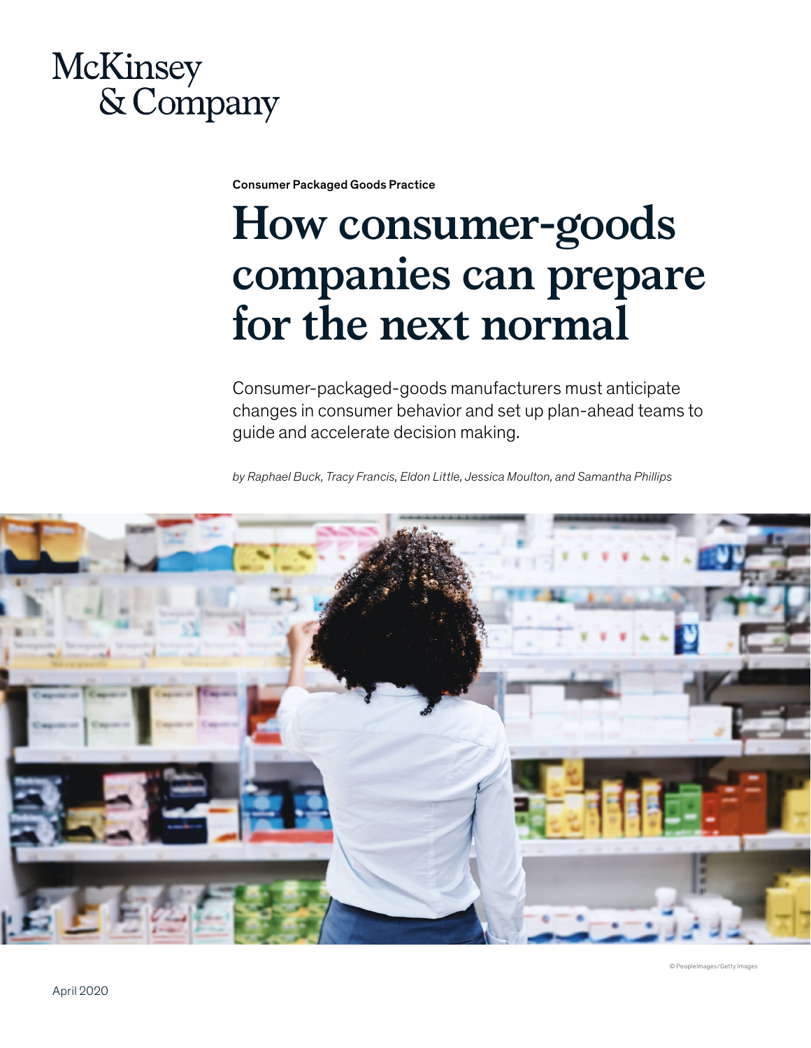McKinsey & Company

Consumer Packaged Goods Practice

# How consumer-goods companies can prepare for the next normal

Consumer-packaged-goods manufacturers must anticipate changes in consumer behavior and set up plan-ahead teams to guide and accelerate decision making.

*by Raphael Buck, Tracy Francis, Eldon Little, Jessica Moulton, and Samantha Phillips*

© PeopleImages/Getty Images

April 2020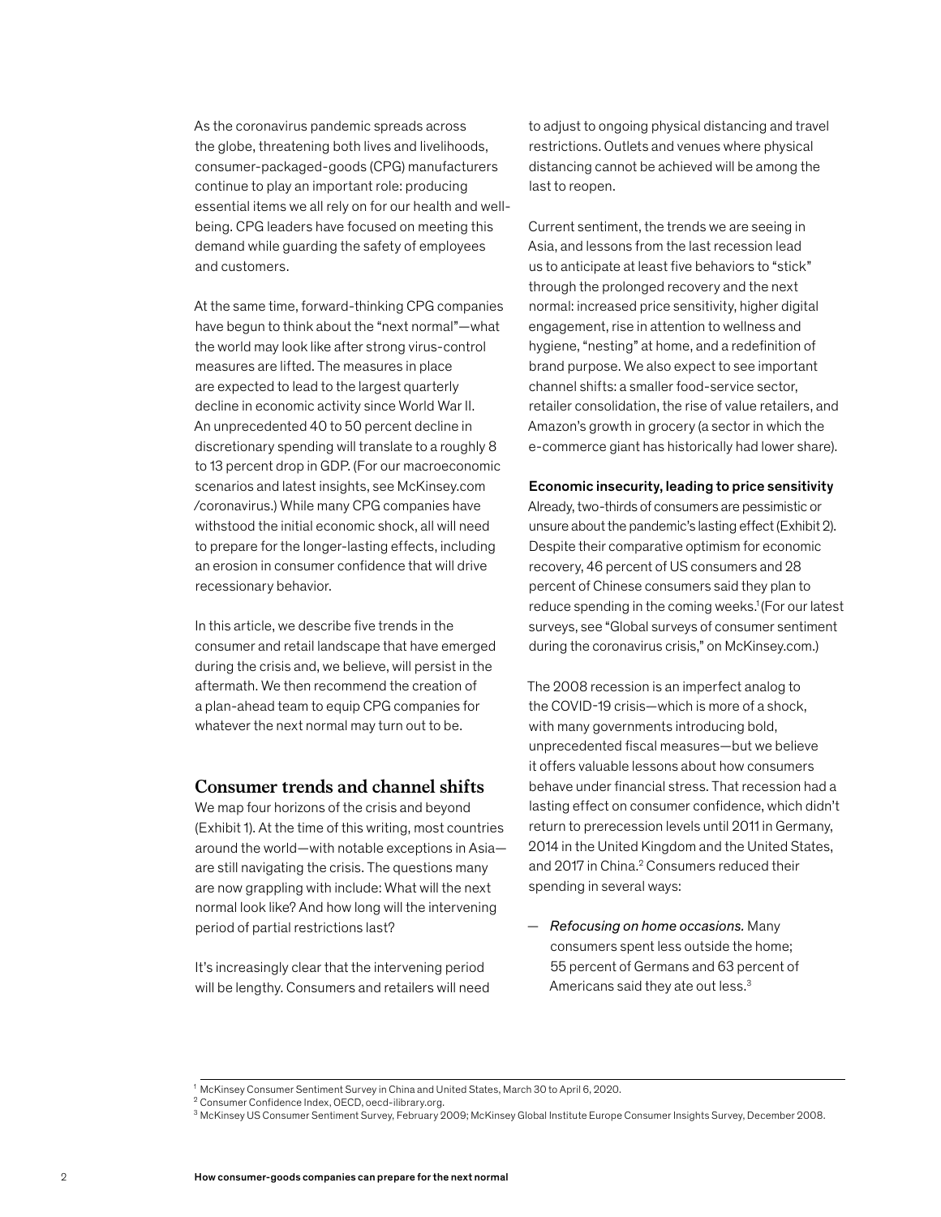As the coronavirus pandemic spreads across the globe, threatening both lives and livelihoods, consumer-packaged-goods (CPG) manufacturers continue to play an important role: producing essential items we all rely on for our health and well-being. CPG leaders have focused on meeting this demand while guarding the safety of employees and customers.

At the same time, forward-thinking CPG companies have begun to think about the "next normal"—what the world may look like after strong virus-control measures are lifted. The measures in place are expected to lead to the largest quarterly decline in economic activity since World War II. An unprecedented 40 to 50 percent decline in discretionary spending will translate to a roughly 8 to 13 percent drop in GDP. (For our macroeconomic scenarios and latest insights, see McKinsey.com/coronavirus.) While many CPG companies have withstood the initial economic shock, all will need to prepare for the longer-lasting effects, including an erosion in consumer confidence that will drive recessionary behavior.

In this article, we describe five trends in the consumer and retail landscape that have emerged during the crisis and, we believe, will persist in the aftermath. We then recommend the creation of a plan-ahead team to equip CPG companies for whatever the next normal may turn out to be.

## Consumer trends and channel shifts

We map four horizons of the crisis and beyond (Exhibit 1). At the time of this writing, most countries around the world—with notable exceptions in Asia—are still navigating the crisis. The questions many are now grappling with include: What will the next normal look like? And how long will the intervening period of partial restrictions last?

It's increasingly clear that the intervening period will be lengthy. Consumers and retailers will need to adjust to ongoing physical distancing and travel restrictions. Outlets and venues where physical distancing cannot be achieved will be among the last to reopen.

Current sentiment, the trends we are seeing in Asia, and lessons from the last recession lead us to anticipate at least five behaviors to "stick" through the prolonged recovery and the next normal: increased price sensitivity, higher digital engagement, rise in attention to wellness and hygiene, "nesting" at home, and a redefinition of brand purpose. We also expect to see important channel shifts: a smaller food-service sector, retailer consolidation, the rise of value retailers, and Amazon's growth in grocery (a sector in which the e-commerce giant has historically had lower share).

**Economic insecurity, leading to price sensitivity**

Already, two-thirds of consumers are pessimistic or unsure about the pandemic's lasting effect (Exhibit 2). Despite their comparative optimism for economic recovery, 46 percent of US consumers and 28 percent of Chinese consumers said they plan to reduce spending in the coming weeks.[1] (For our latest surveys, see "Global surveys of consumer sentiment during the coronavirus crisis," on McKinsey.com.)

The 2008 recession is an imperfect analog to the COVID-19 crisis—which is more of a shock, with many governments introducing bold, unprecedented fiscal measures—but we believe it offers valuable lessons about how consumers behave under financial stress. That recession had a lasting effect on consumer confidence, which didn't return to prerecession levels until 2011 in Germany, 2014 in the United Kingdom and the United States, and 2017 in China.[2] Consumers reduced their spending in several ways:

— *Refocusing on home occasions.* Many consumers spent less outside the home; 55 percent of Germans and 63 percent of Americans said they ate out less.[3]

---

[1] McKinsey Consumer Sentiment Survey in China and United States, March 30 to April 6, 2020.
[2] Consumer Confidence Index, OECD, oecd-ilibrary.org.
[3] McKinsey US Consumer Sentiment Survey, February 2009; McKinsey Global Institute Europe Consumer Insights Survey, December 2008.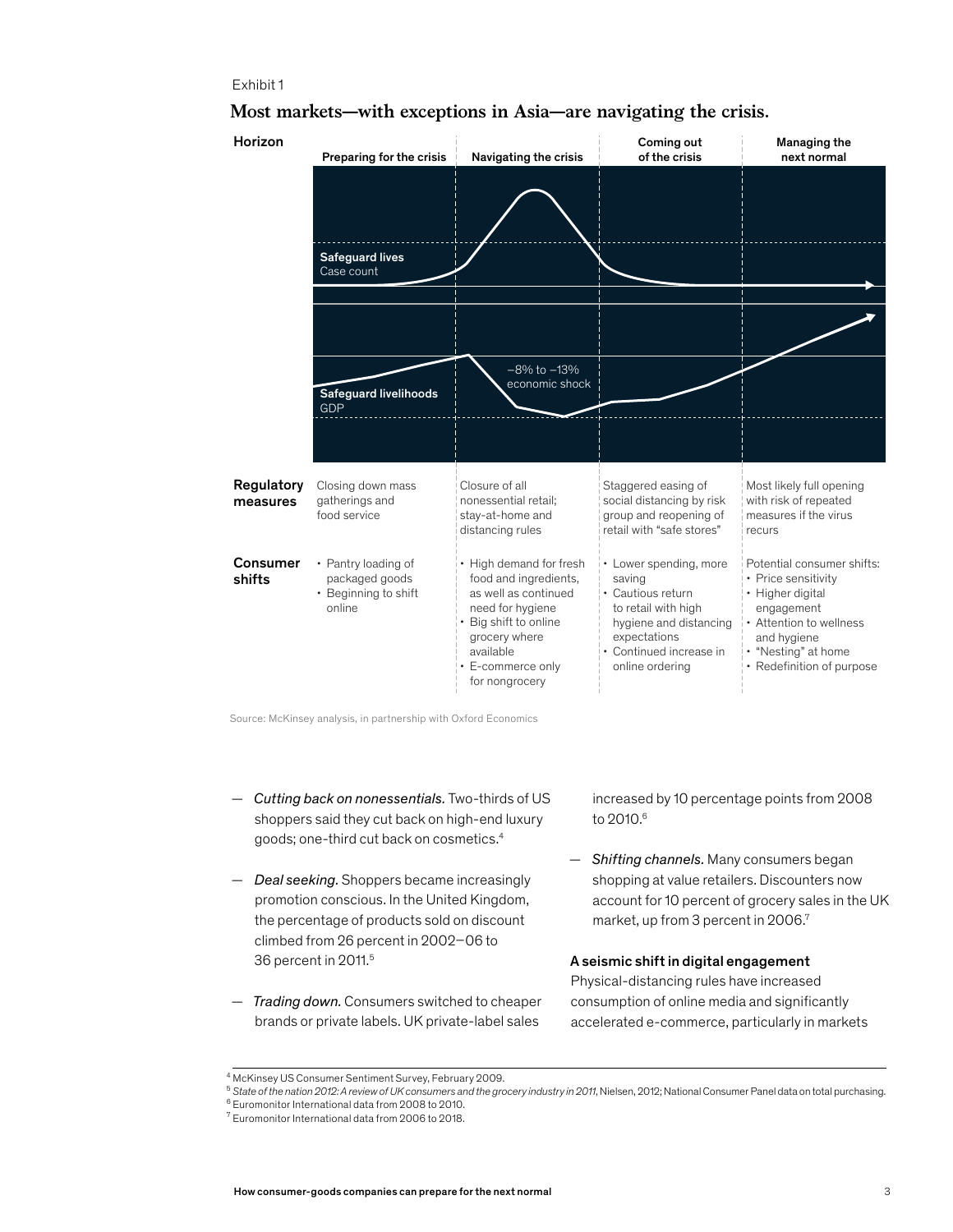Exhibit 1

## Most markets—with exceptions in Asia—are navigating the crisis.

| Horizon | Preparing for the crisis | Navigating the crisis | Coming out of the crisis | Managing the next normal |
|---|---|---|---|---|
| Safeguard lives (Case count) / Safeguard livelihoods (GDP) | | –8% to –13% economic shock | | |
| Regulatory measures | Closing down mass gatherings and food service | Closure of all nonessential retail; stay-at-home and distancing rules | Staggered easing of social distancing by risk group and reopening of retail with "safe stores" | Most likely full opening with risk of repeated measures if the virus recurs |
| Consumer shifts | • Pantry loading of packaged goods<br>• Beginning to shift online | • High demand for fresh food and ingredients, as well as continued need for hygiene<br>• Big shift to online grocery where available<br>• E-commerce only for nongrocery | • Lower spending, more saving<br>• Cautious return to retail with high hygiene and distancing expectations<br>• Continued increase in online ordering | Potential consumer shifts:<br>• Price sensitivity<br>• Higher digital engagement<br>• Attention to wellness and hygiene<br>• "Nesting" at home<br>• Redefinition of purpose |

Source: McKinsey analysis, in partnership with Oxford Economics

— *Cutting back on nonessentials.* Two-thirds of US shoppers said they cut back on high-end luxury goods; one-third cut back on cosmetics.[4]

— *Deal seeking.* Shoppers became increasingly promotion conscious. In the United Kingdom, the percentage of products sold on discount climbed from 26 percent in 2002–06 to 36 percent in 2011.[5]

— *Trading down.* Consumers switched to cheaper brands or private labels. UK private-label sales increased by 10 percentage points from 2008 to 2010.[6]

— *Shifting channels.* Many consumers began shopping at value retailers. Discounters now account for 10 percent of grocery sales in the UK market, up from 3 percent in 2006.[7]

### A seismic shift in digital engagement

Physical-distancing rules have increased consumption of online media and significantly accelerated e-commerce, particularly in markets

[4] McKinsey US Consumer Sentiment Survey, February 2009.

[5] *State of the nation 2012: A review of UK consumers and the grocery industry in 2011*, Nielsen, 2012; National Consumer Panel data on total purchasing.

[6] Euromonitor International data from 2008 to 2010.

[7] Euromonitor International data from 2006 to 2018.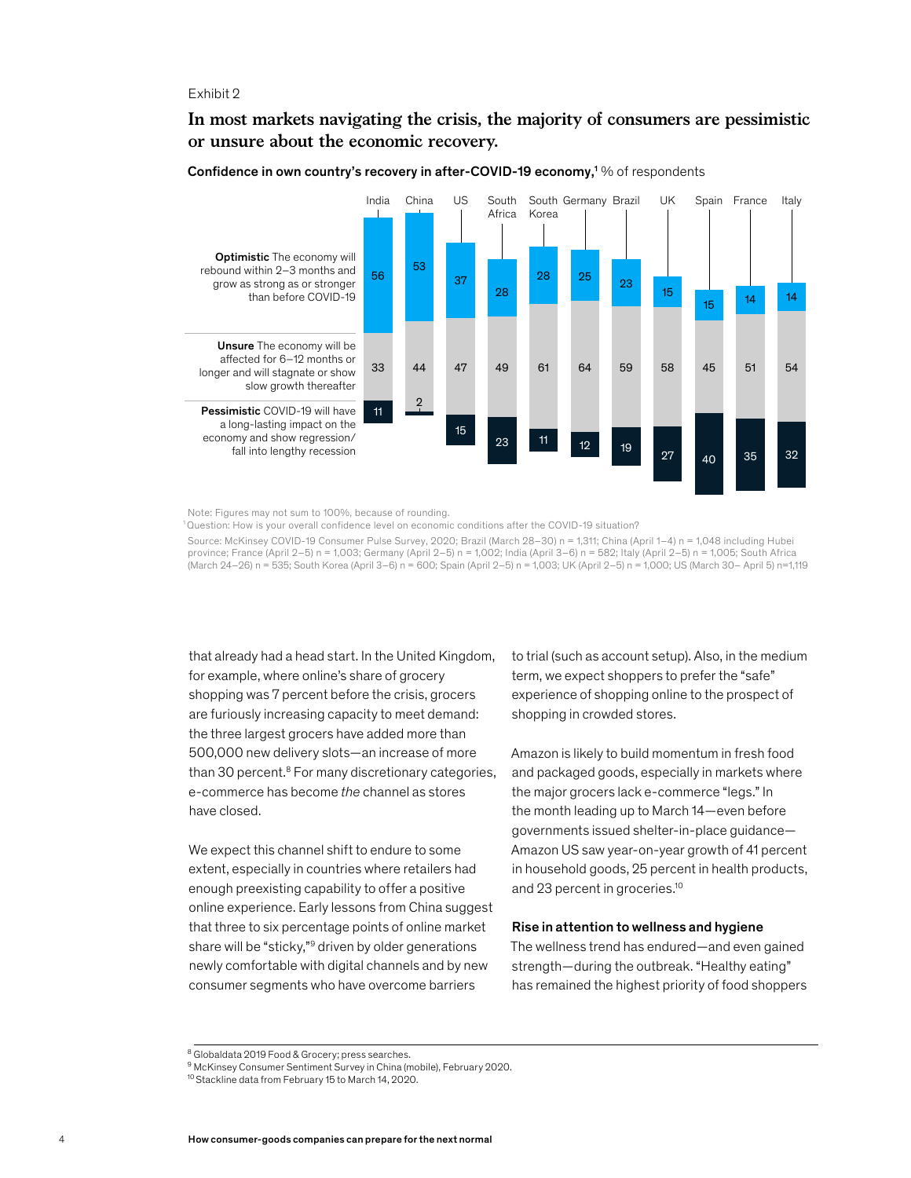Exhibit 2

## In most markets navigating the crisis, the majority of consumers are pessimistic or unsure about the economic recovery.

**Confidence in own country's recovery in after-COVID-19 economy,**[1] % of respondents

| | India | China | US | South Africa | South Korea | Germany | Brazil | UK | Spain | France | Italy |
|---|---|---|---|---|---|---|---|---|---|---|---|
| **Optimistic** The economy will rebound within 2–3 months and grow as strong as or stronger than before COVID-19 | 56 | 53 | 37 | 28 | 28 | 25 | 23 | 15 | 15 | 14 | 14 |
| **Unsure** The economy will be affected for 6–12 months or longer and will stagnate or show slow growth thereafter | 33 | 44 | 47 | 49 | 61 | 64 | 59 | 58 | 45 | 51 | 54 |
| **Pessimistic** COVID-19 will have a long-lasting impact on the economy and show regression/ fall into lengthy recession | 11 | 2 | 15 | 23 | 11 | 12 | 19 | 27 | 40 | 35 | 32 |

Note: Figures may not sum to 100%, because of rounding.

[1] Question: How is your overall confidence level on economic conditions after the COVID-19 situation?

Source: McKinsey COVID-19 Consumer Pulse Survey, 2020; Brazil (March 28–30) n = 1,311; China (April 1–4) n = 1,048 including Hubei province; France (April 2–5) n = 1,003; Germany (April 2–5) n = 1,002; India (April 3–6) n = 582; Italy (April 2–5) n = 1,005; South Africa (March 24–26) n = 535; South Korea (April 3–6) n = 600; Spain (April 2–5) n = 1,003; UK (April 2–5) n = 1,000; US (March 30– April 5) n=1,119

that already had a head start. In the United Kingdom, for example, where online's share of grocery shopping was 7 percent before the crisis, grocers are furiously increasing capacity to meet demand: the three largest grocers have added more than 500,000 new delivery slots—an increase of more than 30 percent.[8] For many discretionary categories, e-commerce has become *the* channel as stores have closed.

We expect this channel shift to endure to some extent, especially in countries where retailers had enough preexisting capability to offer a positive online experience. Early lessons from China suggest that three to six percentage points of online market share will be "sticky,"[9] driven by older generations newly comfortable with digital channels and by new consumer segments who have overcome barriers to trial (such as account setup). Also, in the medium term, we expect shoppers to prefer the "safe" experience of shopping online to the prospect of shopping in crowded stores.

Amazon is likely to build momentum in fresh food and packaged goods, especially in markets where the major grocers lack e-commerce "legs." In the month leading up to March 14—even before governments issued shelter-in-place guidance—Amazon US saw year-on-year growth of 41 percent in household goods, 25 percent in health products, and 23 percent in groceries.[10]

### Rise in attention to wellness and hygiene

The wellness trend has endured—and even gained strength—during the outbreak. "Healthy eating" has remained the highest priority of food shoppers

[8] Globaldata 2019 Food & Grocery; press searches.

[9] McKinsey Consumer Sentiment Survey in China (mobile), February 2020.

[10] Stackline data from February 15 to March 14, 2020.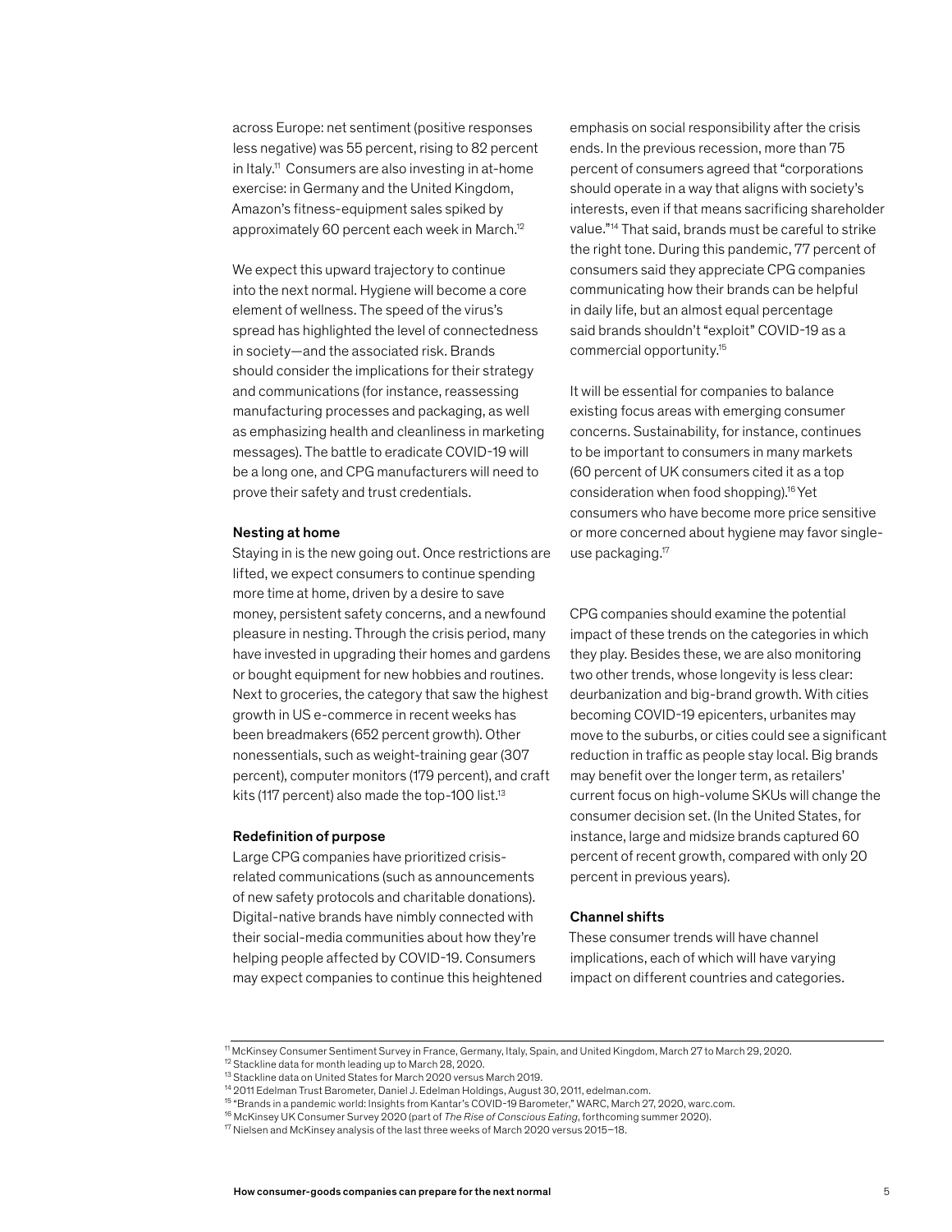across Europe: net sentiment (positive responses less negative) was 55 percent, rising to 82 percent in Italy.[11] Consumers are also investing in at-home exercise: in Germany and the United Kingdom, Amazon's fitness-equipment sales spiked by approximately 60 percent each week in March.[12]

We expect this upward trajectory to continue into the next normal. Hygiene will become a core element of wellness. The speed of the virus's spread has highlighted the level of connectedness in society—and the associated risk. Brands should consider the implications for their strategy and communications (for instance, reassessing manufacturing processes and packaging, as well as emphasizing health and cleanliness in marketing messages). The battle to eradicate COVID-19 will be a long one, and CPG manufacturers will need to prove their safety and trust credentials.

### Nesting at home

Staying in is the new going out. Once restrictions are lifted, we expect consumers to continue spending more time at home, driven by a desire to save money, persistent safety concerns, and a newfound pleasure in nesting. Through the crisis period, many have invested in upgrading their homes and gardens or bought equipment for new hobbies and routines. Next to groceries, the category that saw the highest growth in US e-commerce in recent weeks has been breadmakers (652 percent growth). Other nonessentials, such as weight-training gear (307 percent), computer monitors (179 percent), and craft kits (117 percent) also made the top-100 list.[13]

### Redefinition of purpose

Large CPG companies have prioritized crisis-related communications (such as announcements of new safety protocols and charitable donations). Digital-native brands have nimbly connected with their social-media communities about how they're helping people affected by COVID-19. Consumers may expect companies to continue this heightened emphasis on social responsibility after the crisis ends. In the previous recession, more than 75 percent of consumers agreed that "corporations should operate in a way that aligns with society's interests, even if that means sacrificing shareholder value."[14] That said, brands must be careful to strike the right tone. During this pandemic, 77 percent of consumers said they appreciate CPG companies communicating how their brands can be helpful in daily life, but an almost equal percentage said brands shouldn't "exploit" COVID-19 as a commercial opportunity.[15]

It will be essential for companies to balance existing focus areas with emerging consumer concerns. Sustainability, for instance, continues to be important to consumers in many markets (60 percent of UK consumers cited it as a top consideration when food shopping).[16] Yet consumers who have become more price sensitive or more concerned about hygiene may favor single-use packaging.[17]

CPG companies should examine the potential impact of these trends on the categories in which they play. Besides these, we are also monitoring two other trends, whose longevity is less clear: deurbanization and big-brand growth. With cities becoming COVID-19 epicenters, urbanites may move to the suburbs, or cities could see a significant reduction in traffic as people stay local. Big brands may benefit over the longer term, as retailers' current focus on high-volume SKUs will change the consumer decision set. (In the United States, for instance, large and midsize brands captured 60 percent of recent growth, compared with only 20 percent in previous years).

### Channel shifts

These consumer trends will have channel implications, each of which will have varying impact on different countries and categories.

---

[11] McKinsey Consumer Sentiment Survey in France, Germany, Italy, Spain, and United Kingdom, March 27 to March 29, 2020.
[12] Stackline data for month leading up to March 28, 2020.
[13] Stackline data on United States for March 2020 versus March 2019.
[14] 2011 Edelman Trust Barometer, Daniel J. Edelman Holdings, August 30, 2011, edelman.com.
[15] "Brands in a pandemic world: Insights from Kantar's COVID-19 Barometer," WARC, March 27, 2020, warc.com.
[16] McKinsey UK Consumer Survey 2020 (part of *The Rise of Conscious Eating*, forthcoming summer 2020).
[17] Nielsen and McKinsey analysis of the last three weeks of March 2020 versus 2015–18.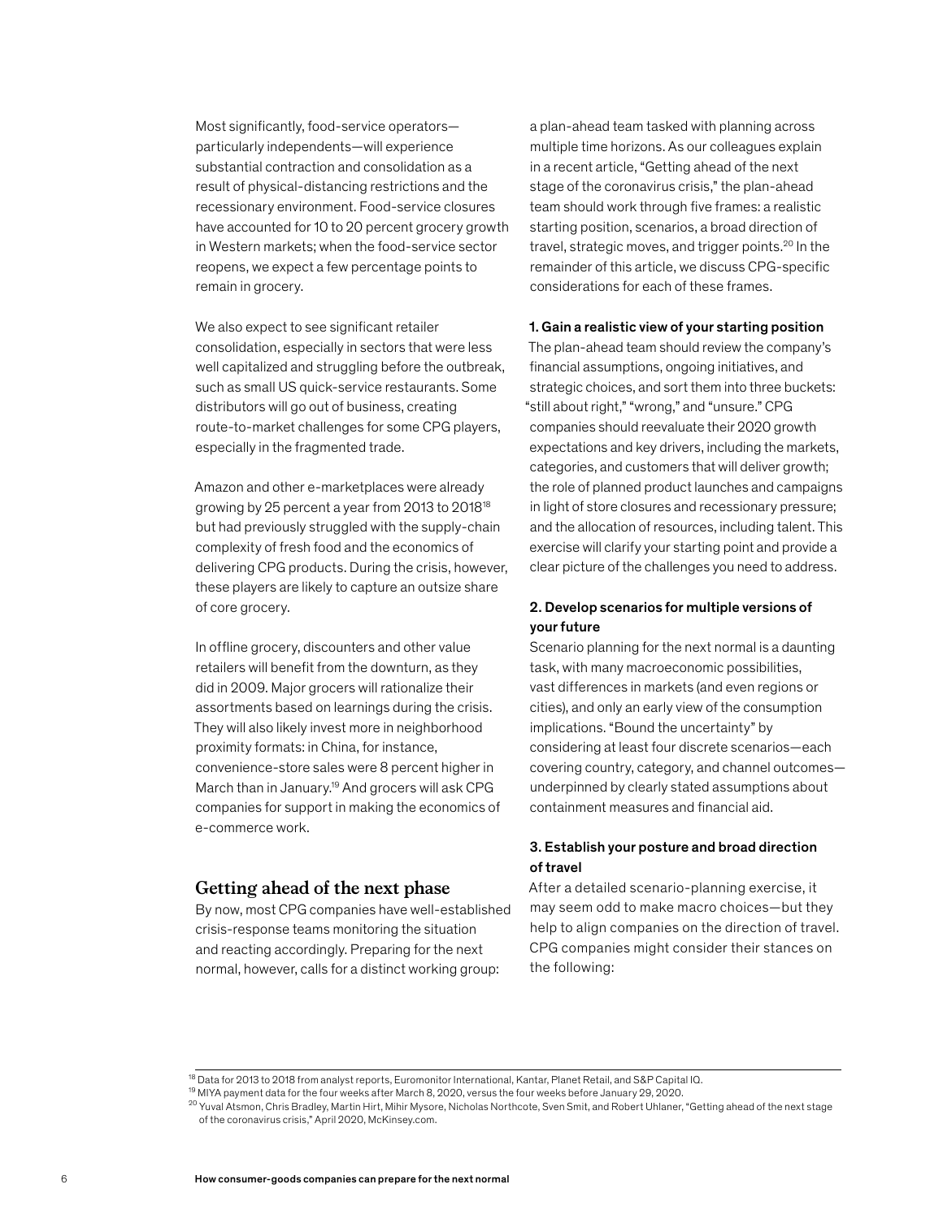Most significantly, food-service operators—particularly independents—will experience substantial contraction and consolidation as a result of physical-distancing restrictions and the recessionary environment. Food-service closures have accounted for 10 to 20 percent grocery growth in Western markets; when the food-service sector reopens, we expect a few percentage points to remain in grocery.

We also expect to see significant retailer consolidation, especially in sectors that were less well capitalized and struggling before the outbreak, such as small US quick-service restaurants. Some distributors will go out of business, creating route-to-market challenges for some CPG players, especially in the fragmented trade.

Amazon and other e-marketplaces were already growing by 25 percent a year from 2013 to 2018[18] but had previously struggled with the supply-chain complexity of fresh food and the economics of delivering CPG products. During the crisis, however, these players are likely to capture an outsize share of core grocery.

In offline grocery, discounters and other value retailers will benefit from the downturn, as they did in 2009. Major grocers will rationalize their assortments based on learnings during the crisis. They will also likely invest more in neighborhood proximity formats: in China, for instance, convenience-store sales were 8 percent higher in March than in January.[19] And grocers will ask CPG companies for support in making the economics of e-commerce work.

## Getting ahead of the next phase

By now, most CPG companies have well-established crisis-response teams monitoring the situation and reacting accordingly. Preparing for the next normal, however, calls for a distinct working group: a plan-ahead team tasked with planning across multiple time horizons. As our colleagues explain in a recent article, "Getting ahead of the next stage of the coronavirus crisis," the plan-ahead team should work through five frames: a realistic starting position, scenarios, a broad direction of travel, strategic moves, and trigger points.[20] In the remainder of this article, we discuss CPG-specific considerations for each of these frames.

**1. Gain a realistic view of your starting position**

The plan-ahead team should review the company's financial assumptions, ongoing initiatives, and strategic choices, and sort them into three buckets: "still about right," "wrong," and "unsure." CPG companies should reevaluate their 2020 growth expectations and key drivers, including the markets, categories, and customers that will deliver growth; the role of planned product launches and campaigns in light of store closures and recessionary pressure; and the allocation of resources, including talent. This exercise will clarify your starting point and provide a clear picture of the challenges you need to address.

**2. Develop scenarios for multiple versions of your future**

Scenario planning for the next normal is a daunting task, with many macroeconomic possibilities, vast differences in markets (and even regions or cities), and only an early view of the consumption implications. "Bound the uncertainty" by considering at least four discrete scenarios—each covering country, category, and channel outcomes—underpinned by clearly stated assumptions about containment measures and financial aid.

**3. Establish your posture and broad direction of travel**

After a detailed scenario-planning exercise, it may seem odd to make macro choices—but they help to align companies on the direction of travel. CPG companies might consider their stances on the following:

---

[18] Data for 2013 to 2018 from analyst reports, Euromonitor International, Kantar, Planet Retail, and S&P Capital IQ.

[19] MIYA payment data for the four weeks after March 8, 2020, versus the four weeks before January 29, 2020.

[20] Yuval Atsmon, Chris Bradley, Martin Hirt, Mihir Mysore, Nicholas Northcote, Sven Smit, and Robert Uhlaner, "Getting ahead of the next stage of the coronavirus crisis," April 2020, McKinsey.com.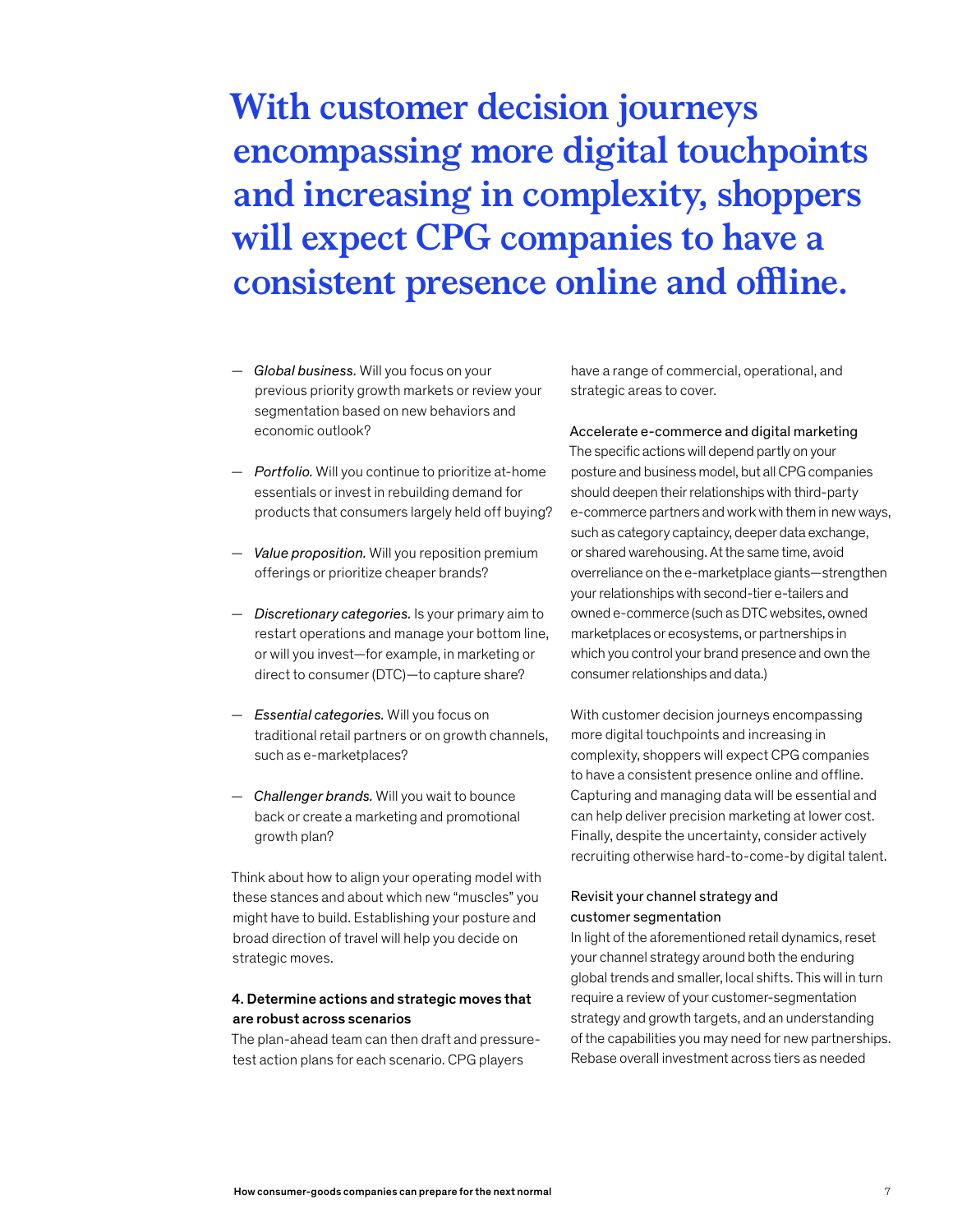**With customer decision journeys encompassing more digital touchpoints and increasing in complexity, shoppers will expect CPG companies to have a consistent presence online and offline.**

— *Global business.* Will you focus on your previous priority growth markets or review your segmentation based on new behaviors and economic outlook?

— *Portfolio.* Will you continue to prioritize at-home essentials or invest in rebuilding demand for products that consumers largely held off buying?

— *Value proposition.* Will you reposition premium offerings or prioritize cheaper brands?

— *Discretionary categories.* Is your primary aim to restart operations and manage your bottom line, or will you invest—for example, in marketing or direct to consumer (DTC)—to capture share?

— *Essential categories.* Will you focus on traditional retail partners or on growth channels, such as e-marketplaces?

— *Challenger brands.* Will you wait to bounce back or create a marketing and promotional growth plan?

Think about how to align your operating model with these stances and about which new "muscles" you might have to build. Establishing your posture and broad direction of travel will help you decide on strategic moves.

### 4. Determine actions and strategic moves that are robust across scenarios

The plan-ahead team can then draft and pressure-test action plans for each scenario. CPG players have a range of commercial, operational, and strategic areas to cover.

#### Accelerate e-commerce and digital marketing

The specific actions will depend partly on your posture and business model, but all CPG companies should deepen their relationships with third-party e-commerce partners and work with them in new ways, such as category captaincy, deeper data exchange, or shared warehousing. At the same time, avoid overreliance on the e-marketplace giants—strengthen your relationships with second-tier e-tailers and owned e-commerce (such as DTC websites, owned marketplaces or ecosystems, or partnerships in which you control your brand presence and own the consumer relationships and data.)

With customer decision journeys encompassing more digital touchpoints and increasing in complexity, shoppers will expect CPG companies to have a consistent presence online and offline. Capturing and managing data will be essential and can help deliver precision marketing at lower cost. Finally, despite the uncertainty, consider actively recruiting otherwise hard-to-come-by digital talent.

#### Revisit your channel strategy and customer segmentation

In light of the aforementioned retail dynamics, reset your channel strategy around both the enduring global trends and smaller, local shifts. This will in turn require a review of your customer-segmentation strategy and growth targets, and an understanding of the capabilities you may need for new partnerships. Rebase overall investment across tiers as needed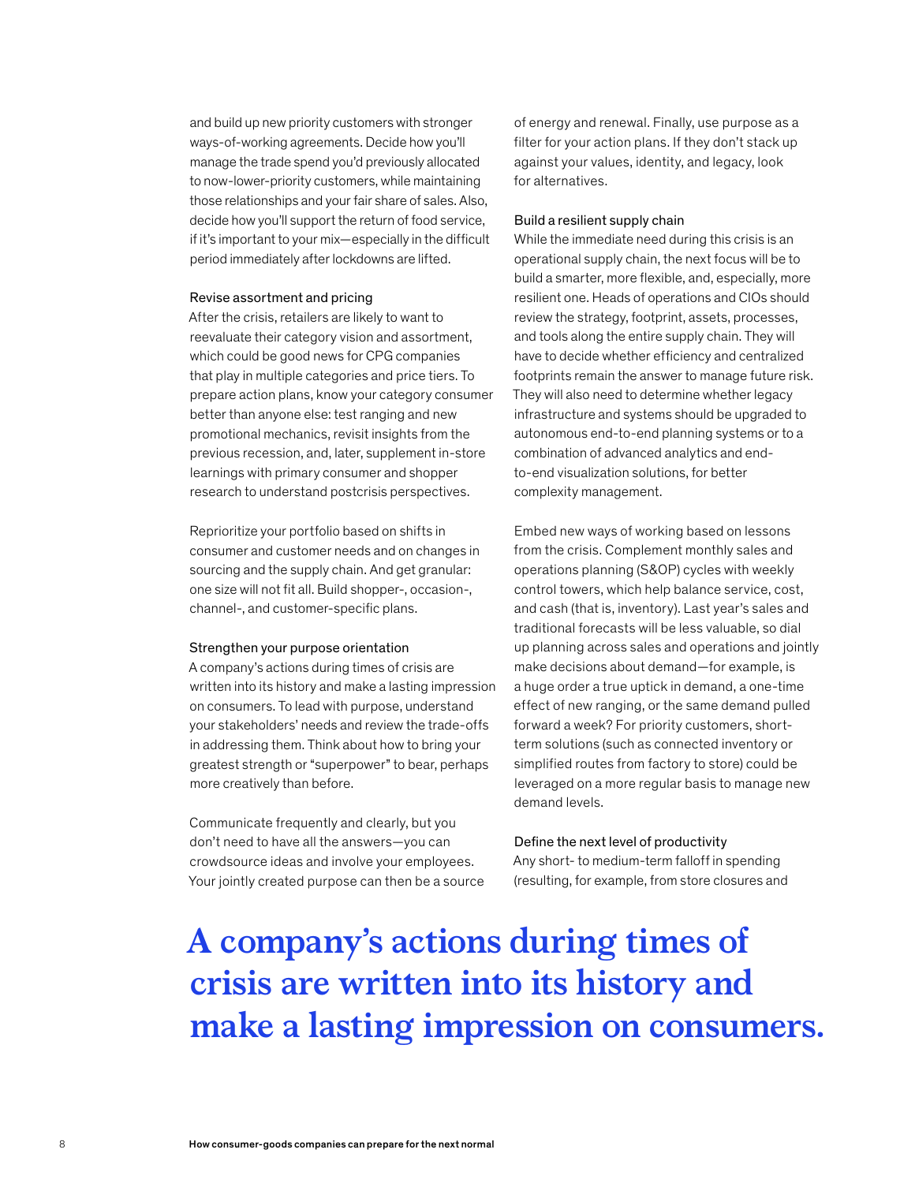and build up new priority customers with stronger ways-of-working agreements. Decide how you'll manage the trade spend you'd previously allocated to now-lower-priority customers, while maintaining those relationships and your fair share of sales. Also, decide how you'll support the return of food service, if it's important to your mix—especially in the difficult period immediately after lockdowns are lifted.

### Revise assortment and pricing

After the crisis, retailers are likely to want to reevaluate their category vision and assortment, which could be good news for CPG companies that play in multiple categories and price tiers. To prepare action plans, know your category consumer better than anyone else: test ranging and new promotional mechanics, revisit insights from the previous recession, and, later, supplement in-store learnings with primary consumer and shopper research to understand postcrisis perspectives.

Reprioritize your portfolio based on shifts in consumer and customer needs and on changes in sourcing and the supply chain. And get granular: one size will not fit all. Build shopper-, occasion-, channel-, and customer-specific plans.

### Strengthen your purpose orientation

A company's actions during times of crisis are written into its history and make a lasting impression on consumers. To lead with purpose, understand your stakeholders' needs and review the trade-offs in addressing them. Think about how to bring your greatest strength or "superpower" to bear, perhaps more creatively than before.

Communicate frequently and clearly, but you don't need to have all the answers—you can crowdsource ideas and involve your employees. Your jointly created purpose can then be a source of energy and renewal. Finally, use purpose as a filter for your action plans. If they don't stack up against your values, identity, and legacy, look for alternatives.

### Build a resilient supply chain

While the immediate need during this crisis is an operational supply chain, the next focus will be to build a smarter, more flexible, and, especially, more resilient one. Heads of operations and CIOs should review the strategy, footprint, assets, processes, and tools along the entire supply chain. They will have to decide whether efficiency and centralized footprints remain the answer to manage future risk. They will also need to determine whether legacy infrastructure and systems should be upgraded to autonomous end-to-end planning systems or to a combination of advanced analytics and end-to-end visualization solutions, for better complexity management.

Embed new ways of working based on lessons from the crisis. Complement monthly sales and operations planning (S&OP) cycles with weekly control towers, which help balance service, cost, and cash (that is, inventory). Last year's sales and traditional forecasts will be less valuable, so dial up planning across sales and operations and jointly make decisions about demand—for example, is a huge order a true uptick in demand, a one-time effect of new ranging, or the same demand pulled forward a week? For priority customers, short-term solutions (such as connected inventory or simplified routes from factory to store) could be leveraged on a more regular basis to manage new demand levels.

### Define the next level of productivity

Any short- to medium-term falloff in spending (resulting, for example, from store closures and

**A company's actions during times of crisis are written into its history and make a lasting impression on consumers.**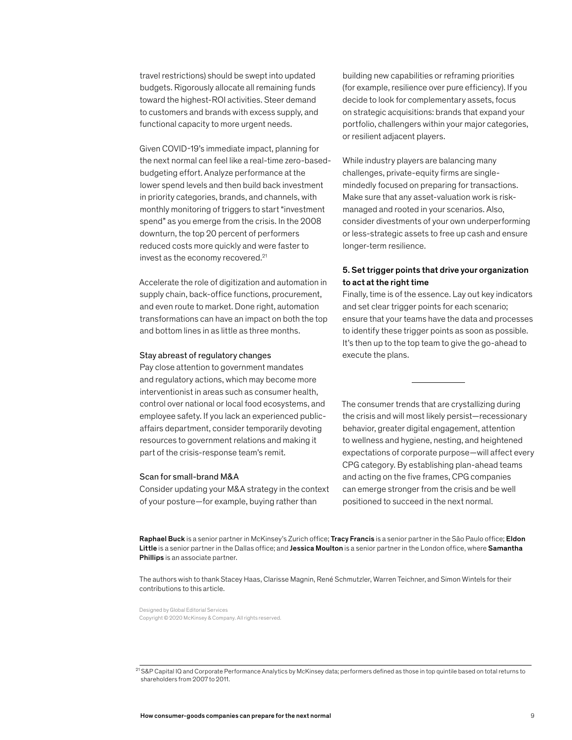travel restrictions) should be swept into updated budgets. Rigorously allocate all remaining funds toward the highest-ROI activities. Steer demand to customers and brands with excess supply, and functional capacity to more urgent needs.

Given COVID-19's immediate impact, planning for the next normal can feel like a real-time zero-based-budgeting effort. Analyze performance at the lower spend levels and then build back investment in priority categories, brands, and channels, with monthly monitoring of triggers to start "investment spend" as you emerge from the crisis. In the 2008 downturn, the top 20 percent of performers reduced costs more quickly and were faster to invest as the economy recovered.[21]

Accelerate the role of digitization and automation in supply chain, back-office functions, procurement, and even route to market. Done right, automation transformations can have an impact on both the top and bottom lines in as little as three months.

#### Stay abreast of regulatory changes

Pay close attention to government mandates and regulatory actions, which may become more interventionist in areas such as consumer health, control over national or local food ecosystems, and employee safety. If you lack an experienced public-affairs department, consider temporarily devoting resources to government relations and making it part of the crisis-response team's remit.

#### Scan for small-brand M&A

Consider updating your M&A strategy in the context of your posture—for example, buying rather than building new capabilities or reframing priorities (for example, resilience over pure efficiency). If you decide to look for complementary assets, focus on strategic acquisitions: brands that expand your portfolio, challengers within your major categories, or resilient adjacent players.

While industry players are balancing many challenges, private-equity firms are single-mindedly focused on preparing for transactions. Make sure that any asset-valuation work is risk-managed and rooted in your scenarios. Also, consider divestments of your own underperforming or less-strategic assets to free up cash and ensure longer-term resilience.

### 5. Set trigger points that drive your organization to act at the right time

Finally, time is of the essence. Lay out key indicators and set clear trigger points for each scenario; ensure that your teams have the data and processes to identify these trigger points as soon as possible. It's then up to the top team to give the go-ahead to execute the plans.

---

The consumer trends that are crystallizing during the crisis and will most likely persist—recessionary behavior, greater digital engagement, attention to wellness and hygiene, nesting, and heightened expectations of corporate purpose—will affect every CPG category. By establishing plan-ahead teams and acting on the five frames, CPG companies can emerge stronger from the crisis and be well positioned to succeed in the next normal.

**Raphael Buck** is a senior partner in McKinsey's Zurich office; **Tracy Francis** is a senior partner in the São Paulo office; **Eldon Little** is a senior partner in the Dallas office; and **Jessica Moulton** is a senior partner in the London office, where **Samantha Phillips** is an associate partner.

The authors wish to thank Stacey Haas, Clarisse Magnin, René Schmutzler, Warren Teichner, and Simon Wintels for their contributions to this article.

Designed by Global Editorial Services
Copyright © 2020 McKinsey & Company. All rights reserved.

[21] S&P Capital IQ and Corporate Performance Analytics by McKinsey data; performers defined as those in top quintile based on total returns to shareholders from 2007 to 2011.